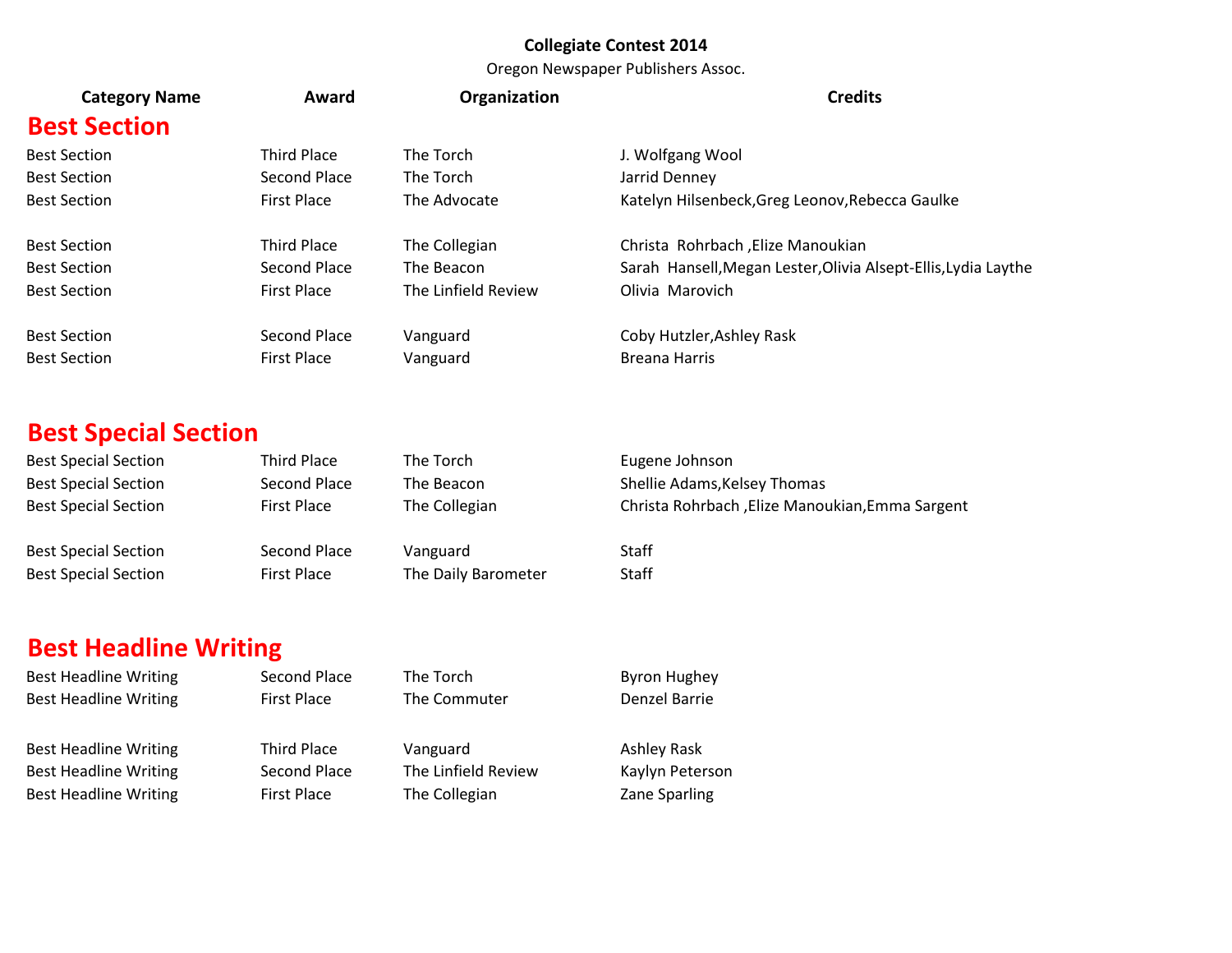**Collegiate Contest 2014**

Oregon Newspaper Publishers Assoc.

| Category Name | Award | Organization | Credits |
|---|---|---|---|

## Best Section

| Category Name | Award | Organization | Credits |
|---|---|---|---|
| Best Section | Third Place | The Torch | J. Wolfgang Wool |
| Best Section | Second Place | The Torch | Jarrid Denney |
| Best Section | First Place | The Advocate | Katelyn Hilsenbeck,Greg Leonov,Rebecca Gaulke |
| | | | |
| Best Section | Third Place | The Collegian | Christa Rohrbach ,Elize Manoukian |
| Best Section | Second Place | The Beacon | Sarah Hansell,Megan Lester,Olivia Alsept-Ellis,Lydia Laythe |
| Best Section | First Place | The Linfield Review | Olivia Marovich |
| | | | |
| Best Section | Second Place | Vanguard | Coby Hutzler,Ashley Rask |
| Best Section | First Place | Vanguard | Breana Harris |

## Best Special Section

| Category Name | Award | Organization | Credits |
|---|---|---|---|
| Best Special Section | Third Place | The Torch | Eugene Johnson |
| Best Special Section | Second Place | The Beacon | Shellie Adams,Kelsey Thomas |
| Best Special Section | First Place | The Collegian | Christa Rohrbach ,Elize Manoukian,Emma Sargent |
| | | | |
| Best Special Section | Second Place | Vanguard | Staff |
| Best Special Section | First Place | The Daily Barometer | Staff |

## Best Headline Writing

| Category Name | Award | Organization | Credits |
|---|---|---|---|
| Best Headline Writing | Second Place | The Torch | Byron Hughey |
| Best Headline Writing | First Place | The Commuter | Denzel Barrie |
| | | | |
| Best Headline Writing | Third Place | Vanguard | Ashley Rask |
| Best Headline Writing | Second Place | The Linfield Review | Kaylyn Peterson |
| Best Headline Writing | First Place | The Collegian | Zane Sparling |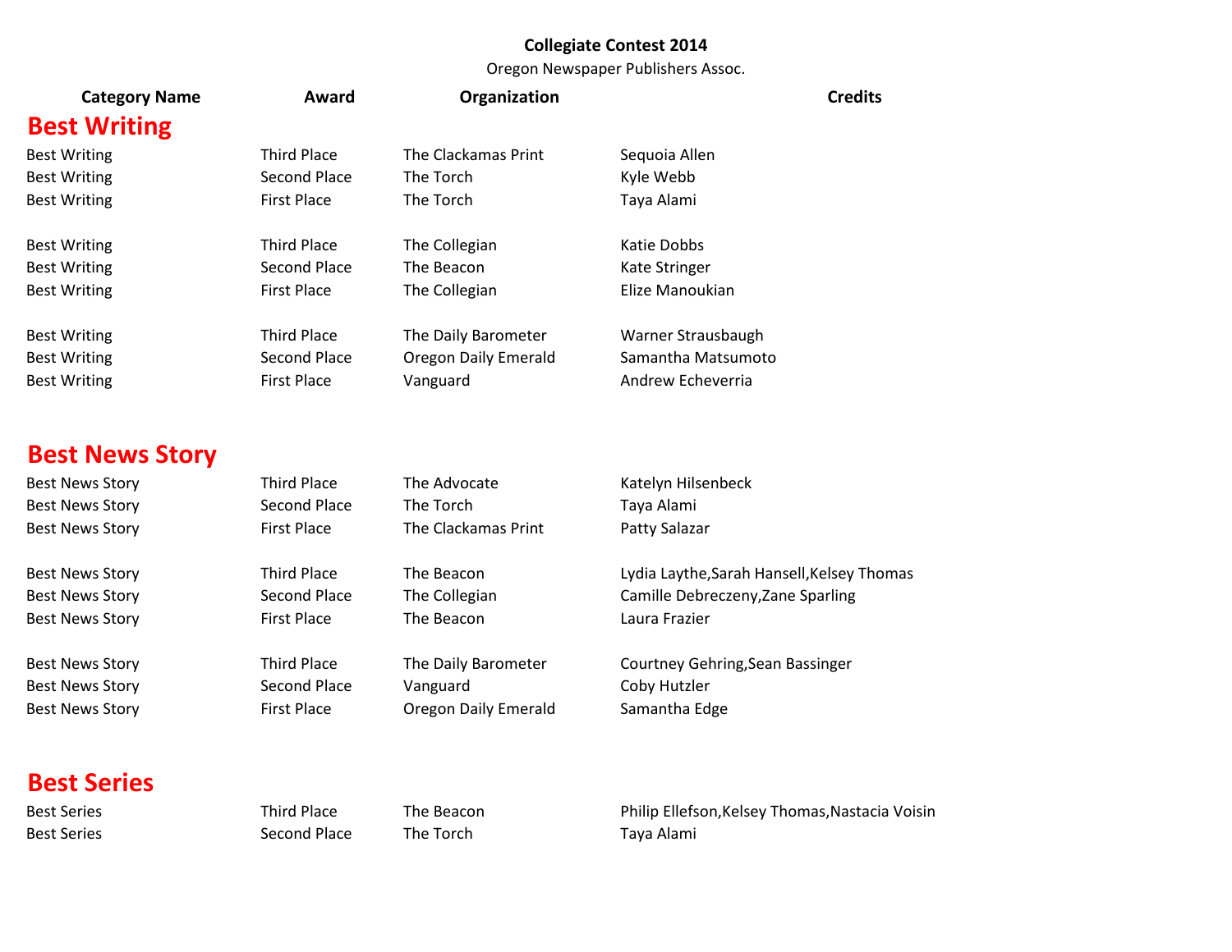**Collegiate Contest 2014**

Oregon Newspaper Publishers Assoc.

| Category Name | Award | Organization | Credits |
|---|---|---|---|

## Best Writing

| Category Name | Award | Organization | Credits |
|---|---|---|---|
| Best Writing | Third Place | The Clackamas Print | Sequoia Allen |
| Best Writing | Second Place | The Torch | Kyle Webb |
| Best Writing | First Place | The Torch | Taya Alami |
| | | | |
| Best Writing | Third Place | The Collegian | Katie Dobbs |
| Best Writing | Second Place | The Beacon | Kate Stringer |
| Best Writing | First Place | The Collegian | Elize Manoukian |
| | | | |
| Best Writing | Third Place | The Daily Barometer | Warner Strausbaugh |
| Best Writing | Second Place | Oregon Daily Emerald | Samantha Matsumoto |
| Best Writing | First Place | Vanguard | Andrew Echeverria |

## Best News Story

| Category Name | Award | Organization | Credits |
|---|---|---|---|
| Best News Story | Third Place | The Advocate | Katelyn Hilsenbeck |
| Best News Story | Second Place | The Torch | Taya Alami |
| Best News Story | First Place | The Clackamas Print | Patty Salazar |
| | | | |
| Best News Story | Third Place | The Beacon | Lydia Laythe,Sarah Hansell,Kelsey Thomas |
| Best News Story | Second Place | The Collegian | Camille Debreczeny,Zane Sparling |
| Best News Story | First Place | The Beacon | Laura Frazier |
| | | | |
| Best News Story | Third Place | The Daily Barometer | Courtney Gehring,Sean Bassinger |
| Best News Story | Second Place | Vanguard | Coby Hutzler |
| Best News Story | First Place | Oregon Daily Emerald | Samantha Edge |

## Best Series

| Category Name | Award | Organization | Credits |
|---|---|---|---|
| Best Series | Third Place | The Beacon | Philip Ellefson,Kelsey Thomas,Nastacia Voisin |
| Best Series | Second Place | The Torch | Taya Alami |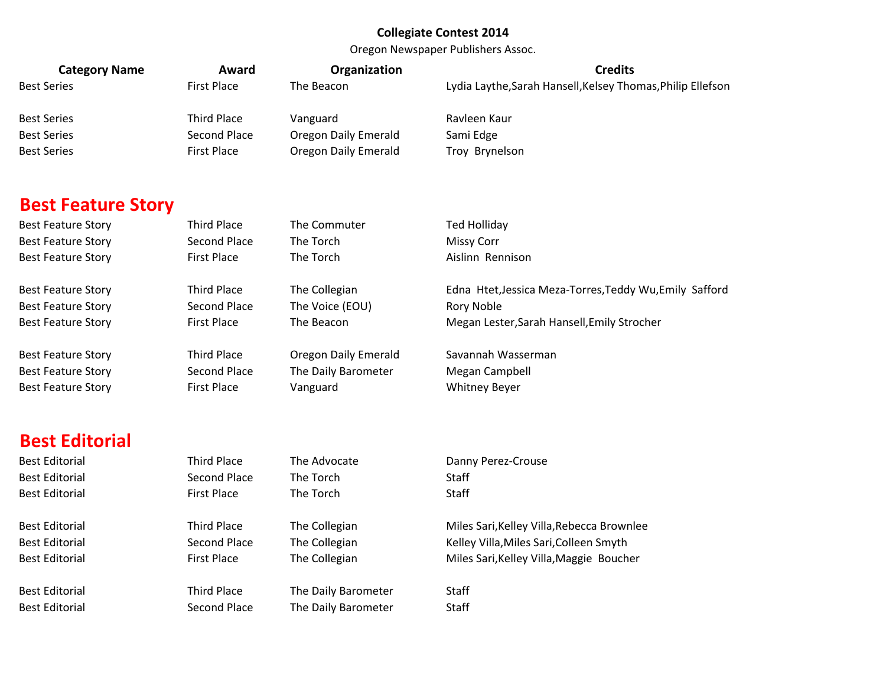**Collegiate Contest 2014**

Oregon Newspaper Publishers Assoc.

| Category Name | Award | Organization | Credits |
|---|---|---|---|
| Best Series | First Place | The Beacon | Lydia Laythe,Sarah Hansell,Kelsey Thomas,Philip Ellefson |
| | | | |
| Best Series | Third Place | Vanguard | Ravleen Kaur |
| Best Series | Second Place | Oregon Daily Emerald | Sami Edge |
| Best Series | First Place | Oregon Daily Emerald | Troy Brynelson |

## Best Feature Story

| Category Name | Award | Organization | Credits |
|---|---|---|---|
| Best Feature Story | Third Place | The Commuter | Ted Holliday |
| Best Feature Story | Second Place | The Torch | Missy Corr |
| Best Feature Story | First Place | The Torch | Aislinn Rennison |
| | | | |
| Best Feature Story | Third Place | The Collegian | Edna Htet,Jessica Meza-Torres,Teddy Wu,Emily Safford |
| Best Feature Story | Second Place | The Voice (EOU) | Rory Noble |
| Best Feature Story | First Place | The Beacon | Megan Lester,Sarah Hansell,Emily Strocher |
| | | | |
| Best Feature Story | Third Place | Oregon Daily Emerald | Savannah Wasserman |
| Best Feature Story | Second Place | The Daily Barometer | Megan Campbell |
| Best Feature Story | First Place | Vanguard | Whitney Beyer |

## Best Editorial

| Category Name | Award | Organization | Credits |
|---|---|---|---|
| Best Editorial | Third Place | The Advocate | Danny Perez-Crouse |
| Best Editorial | Second Place | The Torch | Staff |
| Best Editorial | First Place | The Torch | Staff |
| | | | |
| Best Editorial | Third Place | The Collegian | Miles Sari,Kelley Villa,Rebecca Brownlee |
| Best Editorial | Second Place | The Collegian | Kelley Villa,Miles Sari,Colleen Smyth |
| Best Editorial | First Place | The Collegian | Miles Sari,Kelley Villa,Maggie Boucher |
| | | | |
| Best Editorial | Third Place | The Daily Barometer | Staff |
| Best Editorial | Second Place | The Daily Barometer | Staff |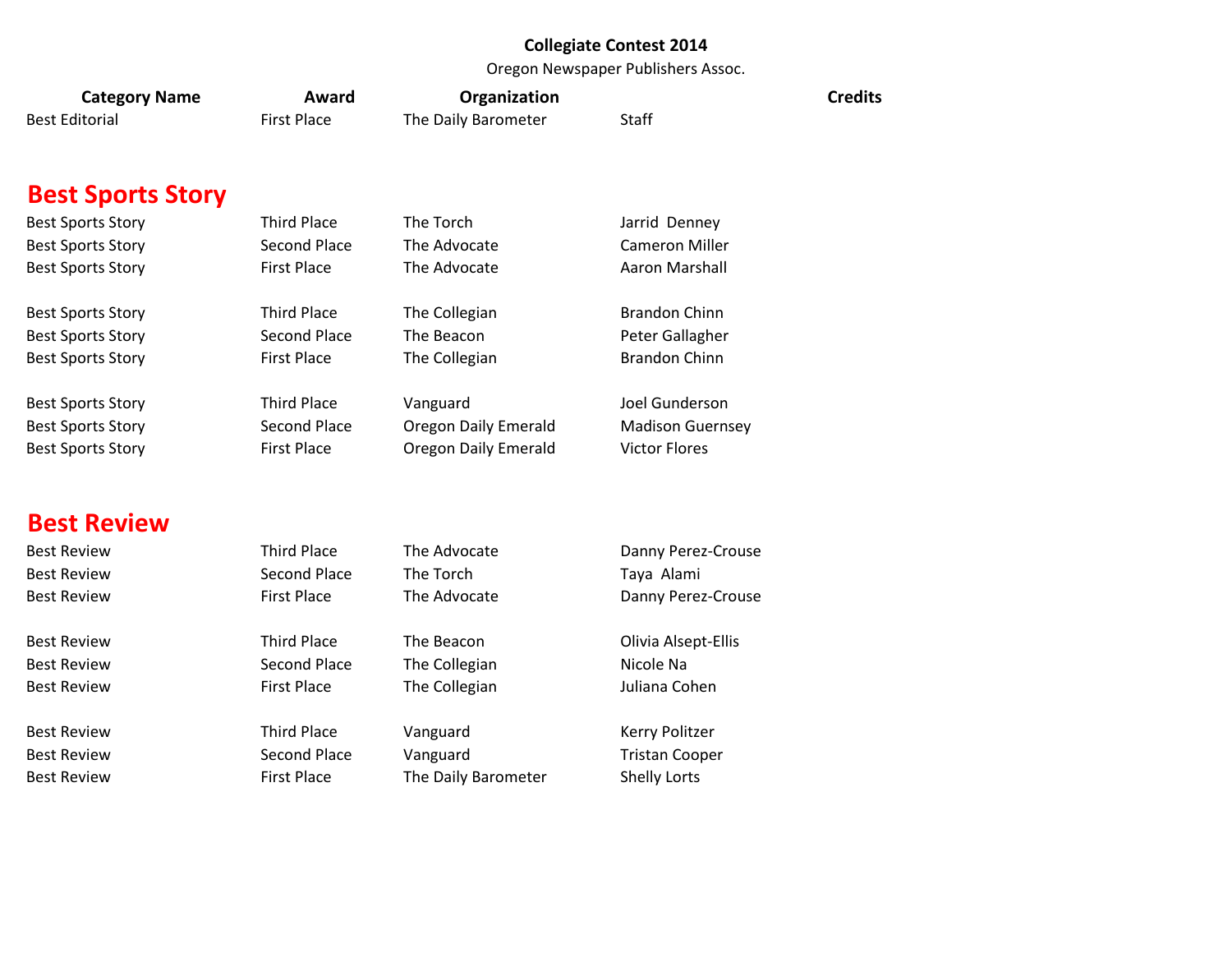**Collegiate Contest 2014**

Oregon Newspaper Publishers Assoc.

| Category Name | Award | Organization | Credits |
|---|---|---|---|
| Best Editorial | First Place | The Daily Barometer | Staff |

## Best Sports Story

| Category Name | Award | Organization | Credits |
|---|---|---|---|
| Best Sports Story | Third Place | The Torch | Jarrid Denney |
| Best Sports Story | Second Place | The Advocate | Cameron Miller |
| Best Sports Story | First Place | The Advocate | Aaron Marshall |
| | | | |
| Best Sports Story | Third Place | The Collegian | Brandon Chinn |
| Best Sports Story | Second Place | The Beacon | Peter Gallagher |
| Best Sports Story | First Place | The Collegian | Brandon Chinn |
| | | | |
| Best Sports Story | Third Place | Vanguard | Joel Gunderson |
| Best Sports Story | Second Place | Oregon Daily Emerald | Madison Guernsey |
| Best Sports Story | First Place | Oregon Daily Emerald | Victor Flores |

## Best Review

| Category Name | Award | Organization | Credits |
|---|---|---|---|
| Best Review | Third Place | The Advocate | Danny Perez-Crouse |
| Best Review | Second Place | The Torch | Taya Alami |
| Best Review | First Place | The Advocate | Danny Perez-Crouse |
| | | | |
| Best Review | Third Place | The Beacon | Olivia Alsept-Ellis |
| Best Review | Second Place | The Collegian | Nicole Na |
| Best Review | First Place | The Collegian | Juliana Cohen |
| | | | |
| Best Review | Third Place | Vanguard | Kerry Politzer |
| Best Review | Second Place | Vanguard | Tristan Cooper |
| Best Review | First Place | The Daily Barometer | Shelly Lorts |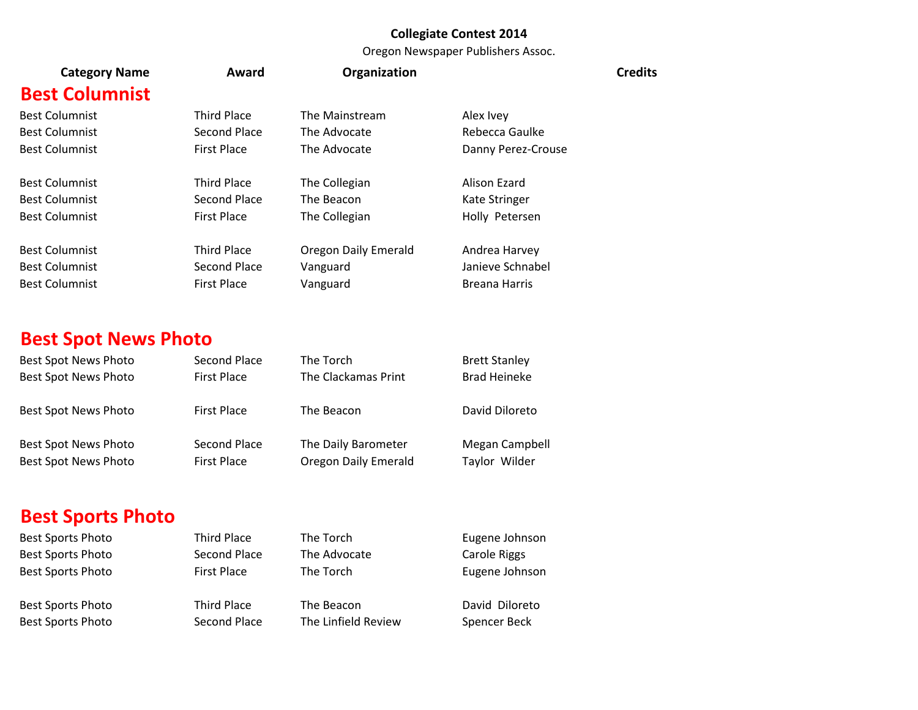**Collegiate Contest 2014**

Oregon Newspaper Publishers Assoc.

| Category Name | Award | Organization | Credits |
|---|---|---|---|

## Best Columnist

| Category Name | Award | Organization | Credits |
|---|---|---|---|
| Best Columnist | Third Place | The Mainstream | Alex Ivey |
| Best Columnist | Second Place | The Advocate | Rebecca Gaulke |
| Best Columnist | First Place | The Advocate | Danny Perez-Crouse |
| | | | |
| Best Columnist | Third Place | The Collegian | Alison Ezard |
| Best Columnist | Second Place | The Beacon | Kate Stringer |
| Best Columnist | First Place | The Collegian | Holly Petersen |
| | | | |
| Best Columnist | Third Place | Oregon Daily Emerald | Andrea Harvey |
| Best Columnist | Second Place | Vanguard | Janieve Schnabel |
| Best Columnist | First Place | Vanguard | Breana Harris |

## Best Spot News Photo

| Category Name | Award | Organization | Credits |
|---|---|---|---|
| Best Spot News Photo | Second Place | The Torch | Brett Stanley |
| Best Spot News Photo | First Place | The Clackamas Print | Brad Heineke |
| | | | |
| Best Spot News Photo | First Place | The Beacon | David Diloreto |
| | | | |
| Best Spot News Photo | Second Place | The Daily Barometer | Megan Campbell |
| Best Spot News Photo | First Place | Oregon Daily Emerald | Taylor Wilder |

## Best Sports Photo

| Category Name | Award | Organization | Credits |
|---|---|---|---|
| Best Sports Photo | Third Place | The Torch | Eugene Johnson |
| Best Sports Photo | Second Place | The Advocate | Carole Riggs |
| Best Sports Photo | First Place | The Torch | Eugene Johnson |
| | | | |
| Best Sports Photo | Third Place | The Beacon | David Diloreto |
| Best Sports Photo | Second Place | The Linfield Review | Spencer Beck |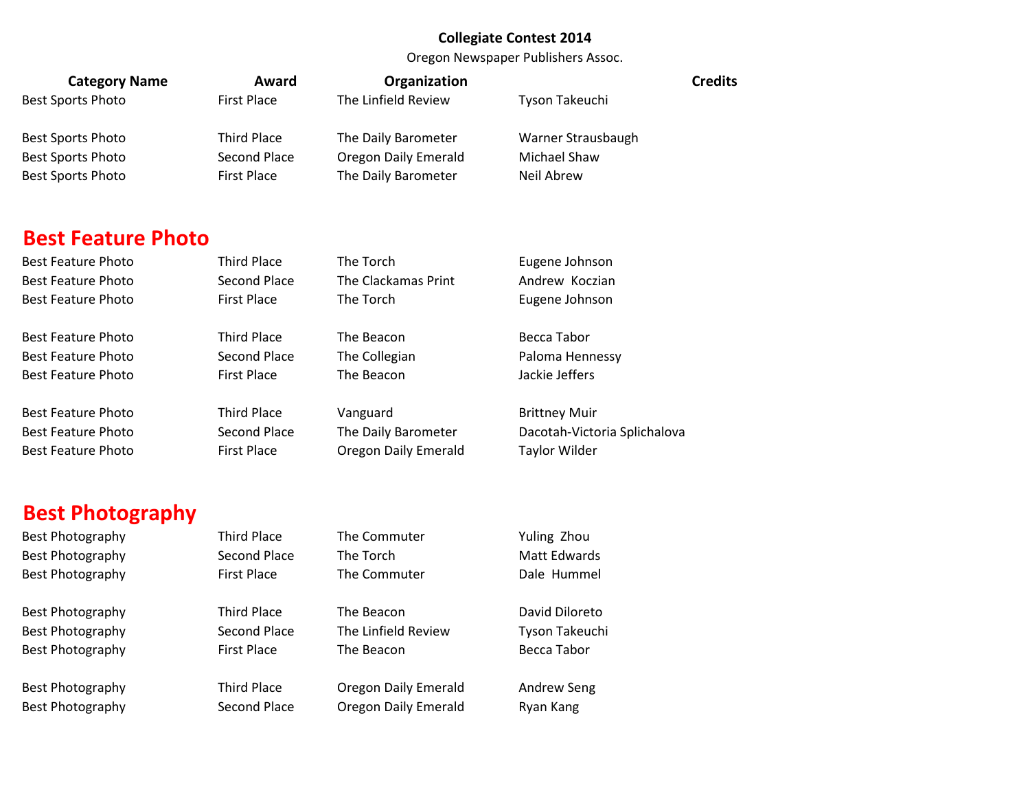**Collegiate Contest 2014**

Oregon Newspaper Publishers Assoc.

| Category Name | Award | Organization | Credits |
|---|---|---|---|
| Best Sports Photo | First Place | The Linfield Review | Tyson Takeuchi |
| | | | |
| Best Sports Photo | Third Place | The Daily Barometer | Warner Strausbaugh |
| Best Sports Photo | Second Place | Oregon Daily Emerald | Michael Shaw |
| Best Sports Photo | First Place | The Daily Barometer | Neil Abrew |

## Best Feature Photo

| Category Name | Award | Organization | Credits |
|---|---|---|---|
| Best Feature Photo | Third Place | The Torch | Eugene Johnson |
| Best Feature Photo | Second Place | The Clackamas Print | Andrew Koczian |
| Best Feature Photo | First Place | The Torch | Eugene Johnson |
| | | | |
| Best Feature Photo | Third Place | The Beacon | Becca Tabor |
| Best Feature Photo | Second Place | The Collegian | Paloma Hennessy |
| Best Feature Photo | First Place | The Beacon | Jackie Jeffers |
| | | | |
| Best Feature Photo | Third Place | Vanguard | Brittney Muir |
| Best Feature Photo | Second Place | The Daily Barometer | Dacotah-Victoria Splichalova |
| Best Feature Photo | First Place | Oregon Daily Emerald | Taylor Wilder |

## Best Photography

| Category Name | Award | Organization | Credits |
|---|---|---|---|
| Best Photography | Third Place | The Commuter | Yuling Zhou |
| Best Photography | Second Place | The Torch | Matt Edwards |
| Best Photography | First Place | The Commuter | Dale Hummel |
| | | | |
| Best Photography | Third Place | The Beacon | David Diloreto |
| Best Photography | Second Place | The Linfield Review | Tyson Takeuchi |
| Best Photography | First Place | The Beacon | Becca Tabor |
| | | | |
| Best Photography | Third Place | Oregon Daily Emerald | Andrew Seng |
| Best Photography | Second Place | Oregon Daily Emerald | Ryan Kang |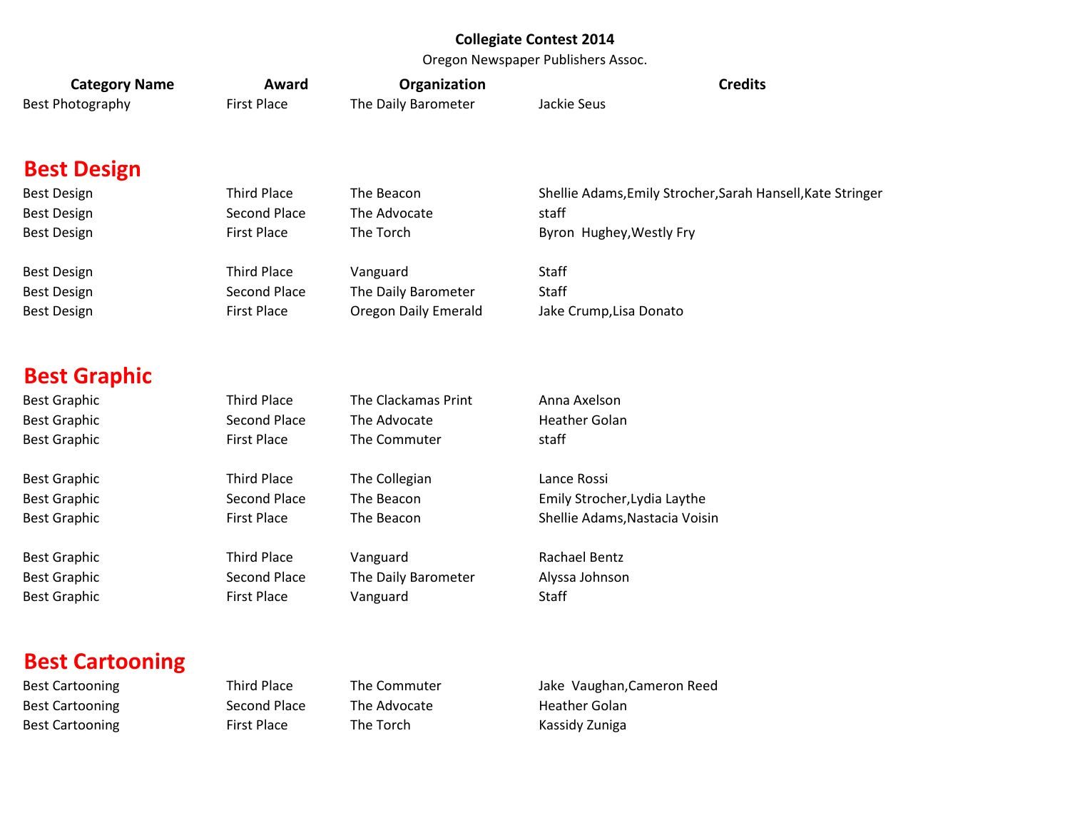**Collegiate Contest 2014**

Oregon Newspaper Publishers Assoc.

| Category Name | Award | Organization | Credits |
|---|---|---|---|
| Best Photography | First Place | The Daily Barometer | Jackie Seus |

## Best Design

| Category Name | Award | Organization | Credits |
|---|---|---|---|
| Best Design | Third Place | The Beacon | Shellie Adams,Emily Strocher,Sarah Hansell,Kate Stringer |
| Best Design | Second Place | The Advocate | staff |
| Best Design | First Place | The Torch | Byron Hughey,Westly Fry |
| Best Design | Third Place | Vanguard | Staff |
| Best Design | Second Place | The Daily Barometer | Staff |
| Best Design | First Place | Oregon Daily Emerald | Jake Crump,Lisa Donato |

## Best Graphic

| Category Name | Award | Organization | Credits |
|---|---|---|---|
| Best Graphic | Third Place | The Clackamas Print | Anna Axelson |
| Best Graphic | Second Place | The Advocate | Heather Golan |
| Best Graphic | First Place | The Commuter | staff |
| Best Graphic | Third Place | The Collegian | Lance Rossi |
| Best Graphic | Second Place | The Beacon | Emily Strocher,Lydia Laythe |
| Best Graphic | First Place | The Beacon | Shellie Adams,Nastacia Voisin |
| Best Graphic | Third Place | Vanguard | Rachael Bentz |
| Best Graphic | Second Place | The Daily Barometer | Alyssa Johnson |
| Best Graphic | First Place | Vanguard | Staff |

## Best Cartooning

| Category Name | Award | Organization | Credits |
|---|---|---|---|
| Best Cartooning | Third Place | The Commuter | Jake Vaughan,Cameron Reed |
| Best Cartooning | Second Place | The Advocate | Heather Golan |
| Best Cartooning | First Place | The Torch | Kassidy Zuniga |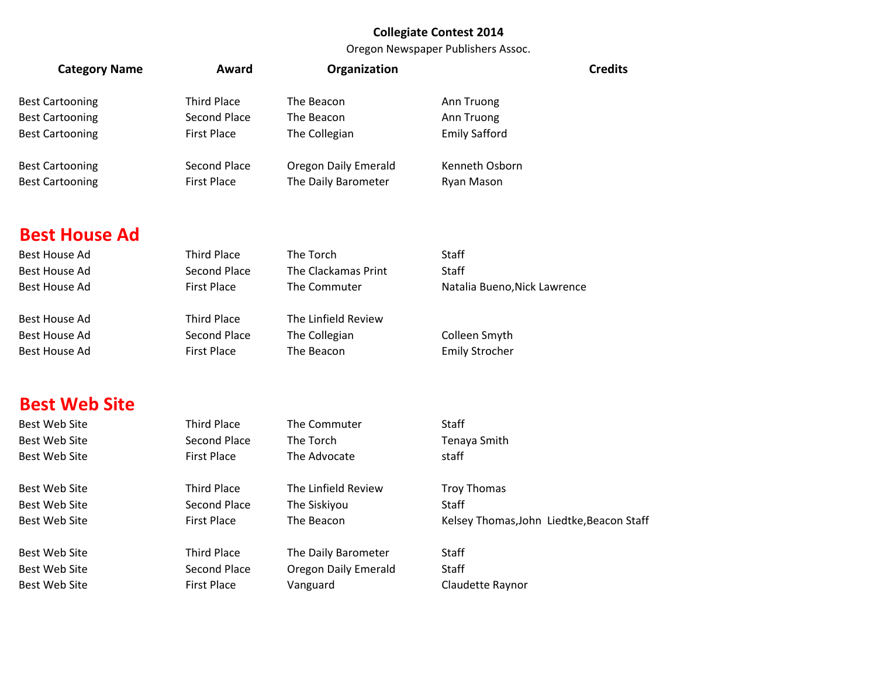**Collegiate Contest 2014**

Oregon Newspaper Publishers Assoc.

| Category Name | Award | Organization | Credits |
|---|---|---|---|
| Best Cartooning | Third Place | The Beacon | Ann Truong |
| Best Cartooning | Second Place | The Beacon | Ann Truong |
| Best Cartooning | First Place | The Collegian | Emily Safford |
| | | | |
| Best Cartooning | Second Place | Oregon Daily Emerald | Kenneth Osborn |
| Best Cartooning | First Place | The Daily Barometer | Ryan Mason |

## Best House Ad

| Category Name | Award | Organization | Credits |
|---|---|---|---|
| Best House Ad | Third Place | The Torch | Staff |
| Best House Ad | Second Place | The Clackamas Print | Staff |
| Best House Ad | First Place | The Commuter | Natalia Bueno,Nick Lawrence |
| | | | |
| Best House Ad | Third Place | The Linfield Review | |
| Best House Ad | Second Place | The Collegian | Colleen Smyth |
| Best House Ad | First Place | The Beacon | Emily Strocher |

## Best Web Site

| Category Name | Award | Organization | Credits |
|---|---|---|---|
| Best Web Site | Third Place | The Commuter | Staff |
| Best Web Site | Second Place | The Torch | Tenaya Smith |
| Best Web Site | First Place | The Advocate | staff |
| | | | |
| Best Web Site | Third Place | The Linfield Review | Troy Thomas |
| Best Web Site | Second Place | The Siskiyou | Staff |
| Best Web Site | First Place | The Beacon | Kelsey Thomas,John Liedtke,Beacon Staff |
| | | | |
| Best Web Site | Third Place | The Daily Barometer | Staff |
| Best Web Site | Second Place | Oregon Daily Emerald | Staff |
| Best Web Site | First Place | Vanguard | Claudette Raynor |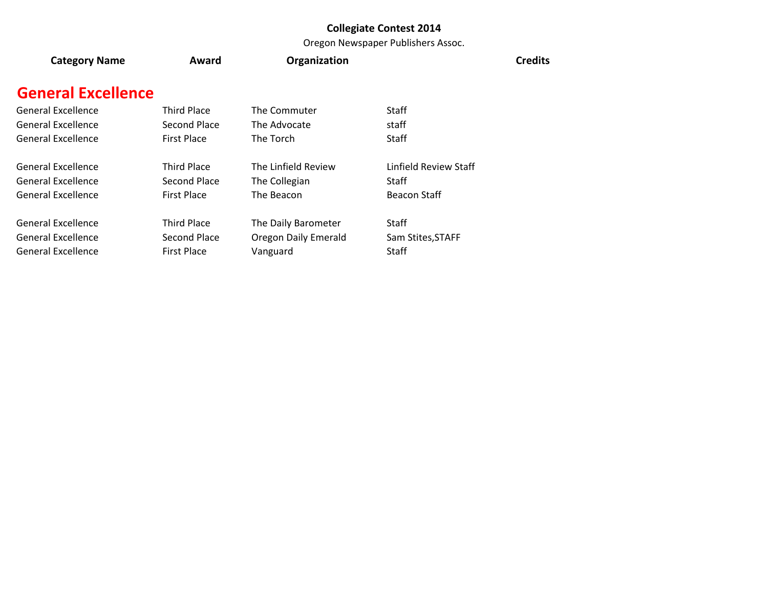**Collegiate Contest 2014**

Oregon Newspaper Publishers Assoc.

| Category Name | Award | Organization | Credits |
|---|---|---|---|

## General Excellence

| Category Name | Award | Organization | Credits |
|---|---|---|---|
| General Excellence | Third Place | The Commuter | Staff |
| General Excellence | Second Place | The Advocate | staff |
| General Excellence | First Place | The Torch | Staff |
| | | | |
| General Excellence | Third Place | The Linfield Review | Linfield Review Staff |
| General Excellence | Second Place | The Collegian | Staff |
| General Excellence | First Place | The Beacon | Beacon Staff |
| | | | |
| General Excellence | Third Place | The Daily Barometer | Staff |
| General Excellence | Second Place | Oregon Daily Emerald | Sam Stites,STAFF |
| General Excellence | First Place | Vanguard | Staff |